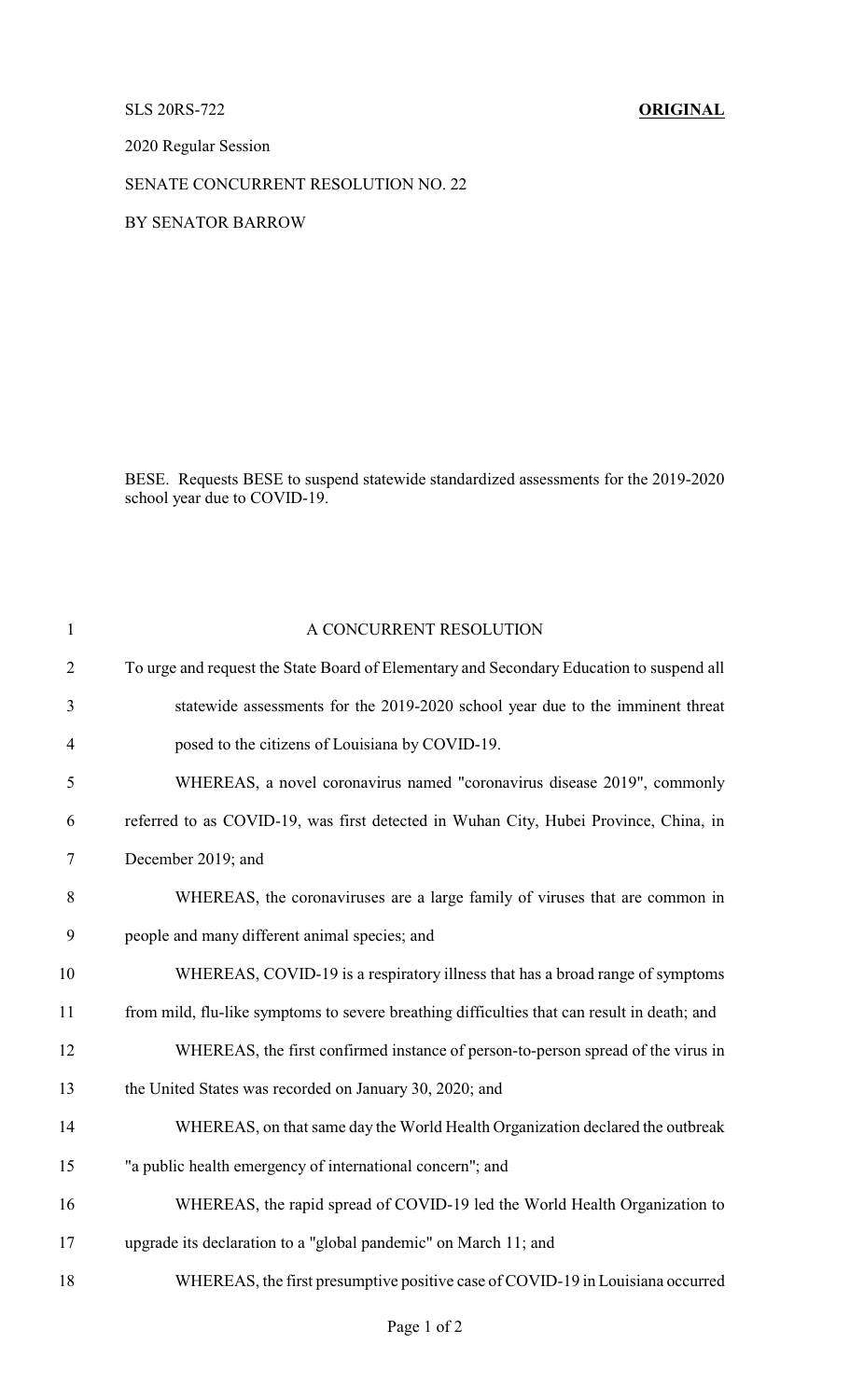SLS 20RS-722 **ORIGINAL**

2020 Regular Session

SENATE CONCURRENT RESOLUTION NO. 22

BY SENATOR BARROW

BESE. Requests BESE to suspend statewide standardized assessments for the 2019-2020 school year due to COVID-19.

A CONCURRENT RESOLUTION

To urge and request the State Board of Elementary and Secondary Education to suspend all statewide assessments for the 2019-2020 school year due to the imminent threat posed to the citizens of Louisiana by COVID-19.

WHEREAS, a novel coronavirus named "coronavirus disease 2019", commonly referred to as COVID-19, was first detected in Wuhan City, Hubei Province, China, in December 2019; and

WHEREAS, the coronaviruses are a large family of viruses that are common in people and many different animal species; and

WHEREAS, COVID-19 is a respiratory illness that has a broad range of symptoms from mild, flu-like symptoms to severe breathing difficulties that can result in death; and

WHEREAS, the first confirmed instance of person-to-person spread of the virus in the United States was recorded on January 30, 2020; and

WHEREAS, on that same day the World Health Organization declared the outbreak "a public health emergency of international concern"; and

WHEREAS, the rapid spread of COVID-19 led the World Health Organization to upgrade its declaration to a "global pandemic" on March 11; and

WHEREAS, the first presumptive positive case of COVID-19 in Louisiana occurred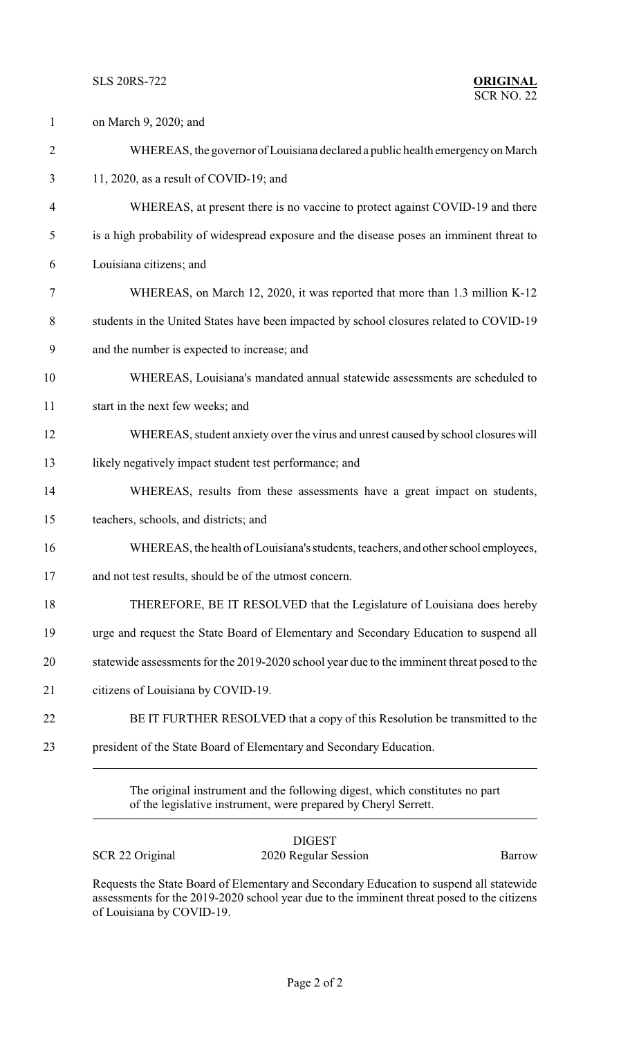on March 9, 2020; and

WHEREAS, the governor of Louisiana declared a public health emergency on March 11, 2020, as a result of COVID-19; and

WHEREAS, at present there is no vaccine to protect against COVID-19 and there is a high probability of widespread exposure and the disease poses an imminent threat to Louisiana citizens; and

WHEREAS, on March 12, 2020, it was reported that more than 1.3 million K-12 students in the United States have been impacted by school closures related to COVID-19 and the number is expected to increase; and

WHEREAS, Louisiana's mandated annual statewide assessments are scheduled to start in the next few weeks; and

WHEREAS, student anxiety over the virus and unrest caused by school closures will likely negatively impact student test performance; and

WHEREAS, results from these assessments have a great impact on students, teachers, schools, and districts; and

WHEREAS, the health of Louisiana's students, teachers, and other school employees, and not test results, should be of the utmost concern.

THEREFORE, BE IT RESOLVED that the Legislature of Louisiana does hereby urge and request the State Board of Elementary and Secondary Education to suspend all statewide assessments for the 2019-2020 school year due to the imminent threat posed to the citizens of Louisiana by COVID-19.

BE IT FURTHER RESOLVED that a copy of this Resolution be transmitted to the president of the State Board of Elementary and Secondary Education.

---

The original instrument and the following digest, which constitutes no part of the legislative instrument, were prepared by Cheryl Serrett.

---

## DIGEST

SCR 22 Original — 2020 Regular Session — Barrow

Requests the State Board of Elementary and Secondary Education to suspend all statewide assessments for the 2019-2020 school year due to the imminent threat posed to the citizens of Louisiana by COVID-19.